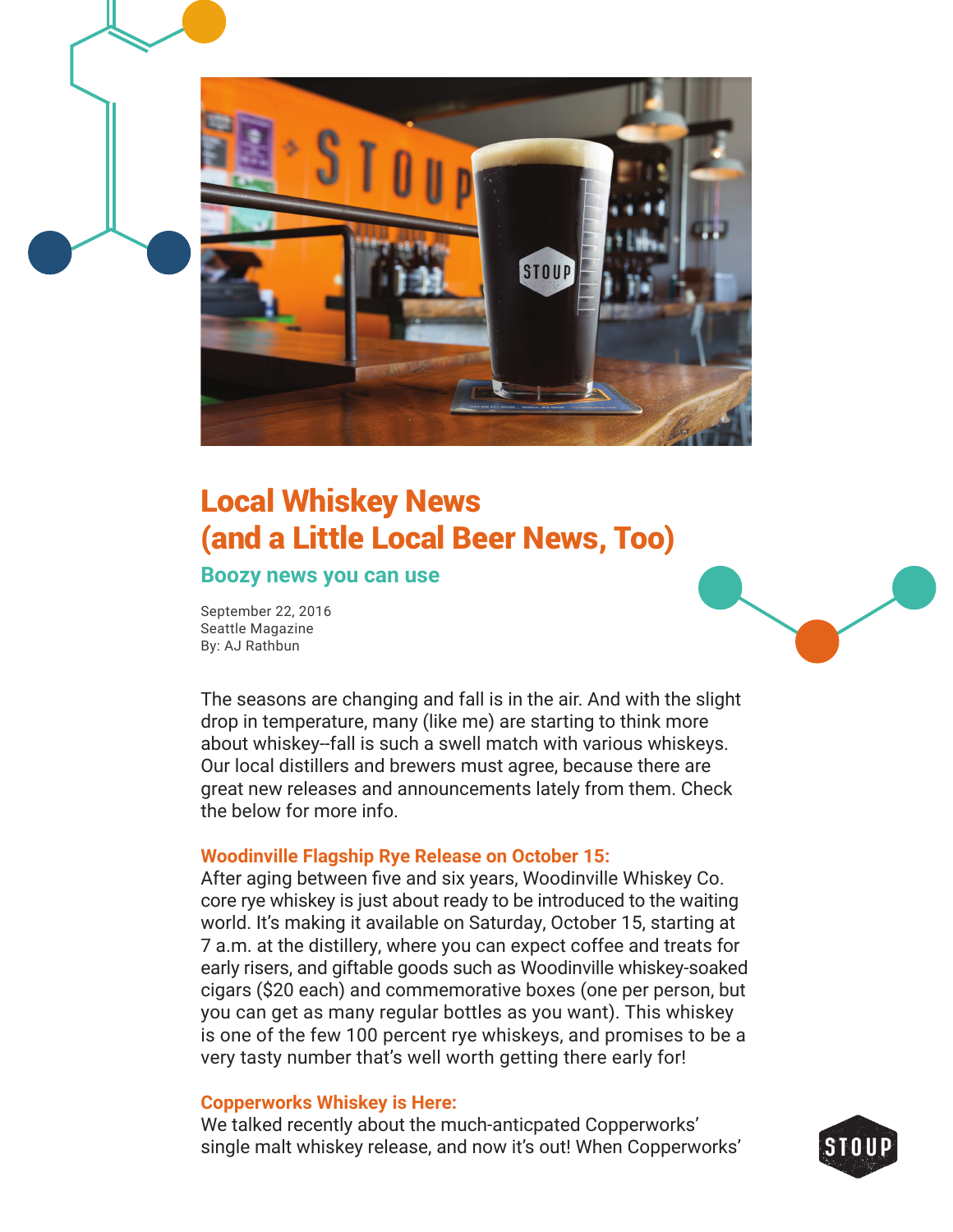# Local Whiskey News (and a Little Local Beer News, Too)

## Boozy news you can use

September 22, 2016
Seattle Magazine
By: AJ Rathbun

The seasons are changing and fall is in the air. And with the slight drop in temperature, many (like me) are starting to think more about whiskey--fall is such a swell match with various whiskeys. Our local distillers and brewers must agree, because there are great new releases and announcements lately from them. Check the below for more info.

### Woodinville Flagship Rye Release on October 15:

After aging between five and six years, Woodinville Whiskey Co. core rye whiskey is just about ready to be introduced to the waiting world. It's making it available on Saturday, October 15, starting at 7 a.m. at the distillery, where you can expect coffee and treats for early risers, and giftable goods such as Woodinville whiskey-soaked cigars ($20 each) and commemorative boxes (one per person, but you can get as many regular bottles as you want). This whiskey is one of the few 100 percent rye whiskeys, and promises to be a very tasty number that's well worth getting there early for!

### Copperworks Whiskey is Here:

We talked recently about the much-anticpated Copperworks' single malt whiskey release, and now it's out! When Copperworks'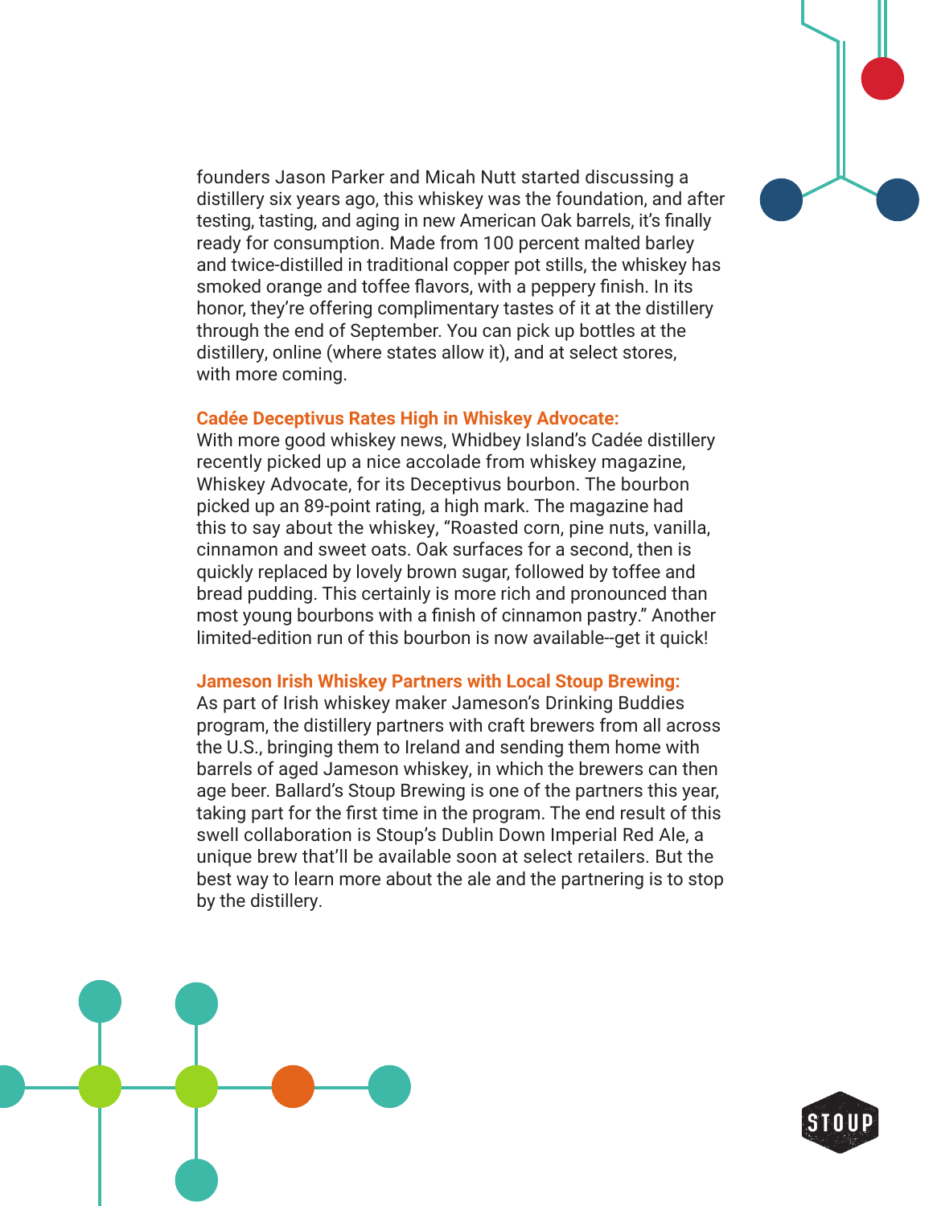founders Jason Parker and Micah Nutt started discussing a distillery six years ago, this whiskey was the foundation, and after testing, tasting, and aging in new American Oak barrels, it's finally ready for consumption. Made from 100 percent malted barley and twice-distilled in traditional copper pot stills, the whiskey has smoked orange and toffee flavors, with a peppery finish. In its honor, they're offering complimentary tastes of it at the distillery through the end of September. You can pick up bottles at the distillery, online (where states allow it), and at select stores, with more coming.

**Cadée Deceptivus Rates High in Whiskey Advocate:**
With more good whiskey news, Whidbey Island's Cadée distillery recently picked up a nice accolade from whiskey magazine, Whiskey Advocate, for its Deceptivus bourbon. The bourbon picked up an 89-point rating, a high mark. The magazine had this to say about the whiskey, "Roasted corn, pine nuts, vanilla, cinnamon and sweet oats. Oak surfaces for a second, then is quickly replaced by lovely brown sugar, followed by toffee and bread pudding. This certainly is more rich and pronounced than most young bourbons with a finish of cinnamon pastry." Another limited-edition run of this bourbon is now available--get it quick!

**Jameson Irish Whiskey Partners with Local Stoup Brewing:**
As part of Irish whiskey maker Jameson's Drinking Buddies program, the distillery partners with craft brewers from all across the U.S., bringing them to Ireland and sending them home with barrels of aged Jameson whiskey, in which the brewers can then age beer. Ballard's Stoup Brewing is one of the partners this year, taking part for the first time in the program. The end result of this swell collaboration is Stoup's Dublin Down Imperial Red Ale, a unique brew that'll be available soon at select retailers. But the best way to learn more about the ale and the partnering is to stop by the distillery.